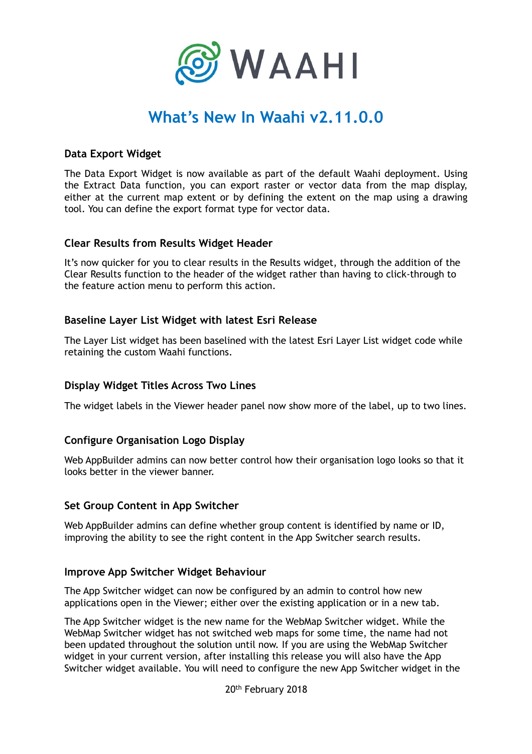# What's New In Waahi v2.11.0.0

## Data Export Widget

The Data Export Widget is now available as part of the default Waahi deployment. Using the Extract Data function, you can export raster or vector data from the map display, either at the current map extent or by defining the extent on the map using a drawing tool. You can define the export format type for vector data.

## Clear Results from Results Widget Header

It's now quicker for you to clear results in the Results widget, through the addition of the Clear Results function to the header of the widget rather than having to click-through to the feature action menu to perform this action.

## Baseline Layer List Widget with latest Esri Release

The Layer List widget has been baselined with the latest Esri Layer List widget code while retaining the custom Waahi functions.

## Display Widget Titles Across Two Lines

The widget labels in the Viewer header panel now show more of the label, up to two lines.

## Configure Organisation Logo Display

Web AppBuilder admins can now better control how their organisation logo looks so that it looks better in the viewer banner.

## Set Group Content in App Switcher

Web AppBuilder admins can define whether group content is identified by name or ID, improving the ability to see the right content in the App Switcher search results.

## Improve App Switcher Widget Behaviour

The App Switcher widget can now be configured by an admin to control how new applications open in the Viewer; either over the existing application or in a new tab.

The App Switcher widget is the new name for the WebMap Switcher widget. While the WebMap Switcher widget has not switched web maps for some time, the name had not been updated throughout the solution until now. If you are using the WebMap Switcher widget in your current version, after installing this release you will also have the App Switcher widget available. You will need to configure the new App Switcher widget in the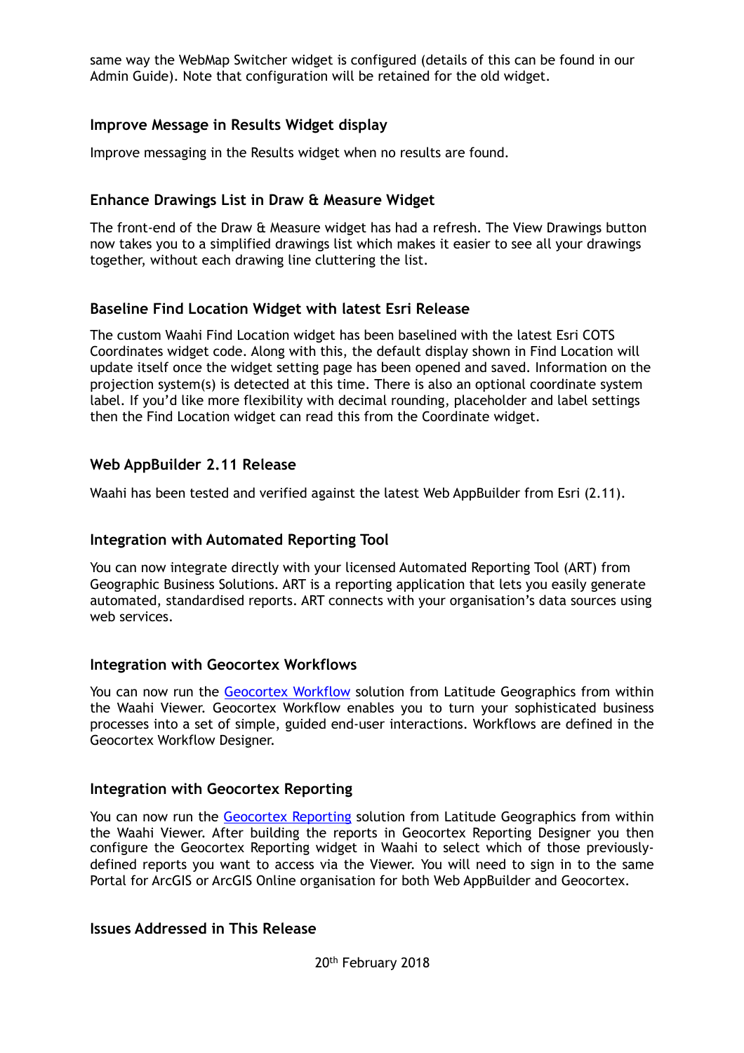same way the WebMap Switcher widget is configured (details of this can be found in our Admin Guide). Note that configuration will be retained for the old widget.

### Improve Message in Results Widget display

Improve messaging in the Results widget when no results are found.

### Enhance Drawings List in Draw & Measure Widget

The front-end of the Draw & Measure widget has had a refresh. The View Drawings button now takes you to a simplified drawings list which makes it easier to see all your drawings together, without each drawing line cluttering the list.

### Baseline Find Location Widget with latest Esri Release

The custom Waahi Find Location widget has been baselined with the latest Esri COTS Coordinates widget code. Along with this, the default display shown in Find Location will update itself once the widget setting page has been opened and saved. Information on the projection system(s) is detected at this time. There is also an optional coordinate system label. If you'd like more flexibility with decimal rounding, placeholder and label settings then the Find Location widget can read this from the Coordinate widget.

### Web AppBuilder 2.11 Release

Waahi has been tested and verified against the latest Web AppBuilder from Esri (2.11).

### Integration with Automated Reporting Tool

You can now integrate directly with your licensed Automated Reporting Tool (ART) from Geographic Business Solutions. ART is a reporting application that lets you easily generate automated, standardised reports. ART connects with your organisation's data sources using web services.

### Integration with Geocortex Workflows

You can now run the Geocortex Workflow solution from Latitude Geographics from within the Waahi Viewer. Geocortex Workflow enables you to turn your sophisticated business processes into a set of simple, guided end-user interactions. Workflows are defined in the Geocortex Workflow Designer.

### Integration with Geocortex Reporting

You can now run the Geocortex Reporting solution from Latitude Geographics from within the Waahi Viewer. After building the reports in Geocortex Reporting Designer you then configure the Geocortex Reporting widget in Waahi to select which of those previously-defined reports you want to access via the Viewer. You will need to sign in to the same Portal for ArcGIS or ArcGIS Online organisation for both Web AppBuilder and Geocortex.

### Issues Addressed in This Release

20th February 2018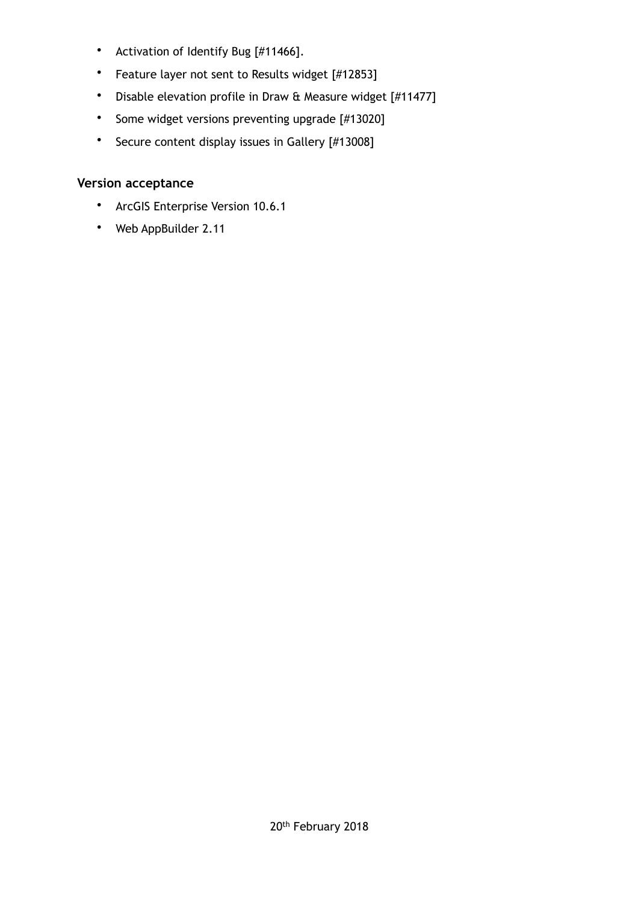- Activation of Identify Bug [#11466].
- Feature layer not sent to Results widget [#12853]
- Disable elevation profile in Draw & Measure widget [#11477]
- Some widget versions preventing upgrade [#13020]
- Secure content display issues in Gallery [#13008]

### Version acceptance

- ArcGIS Enterprise Version 10.6.1
- Web AppBuilder 2.11

20th February 2018